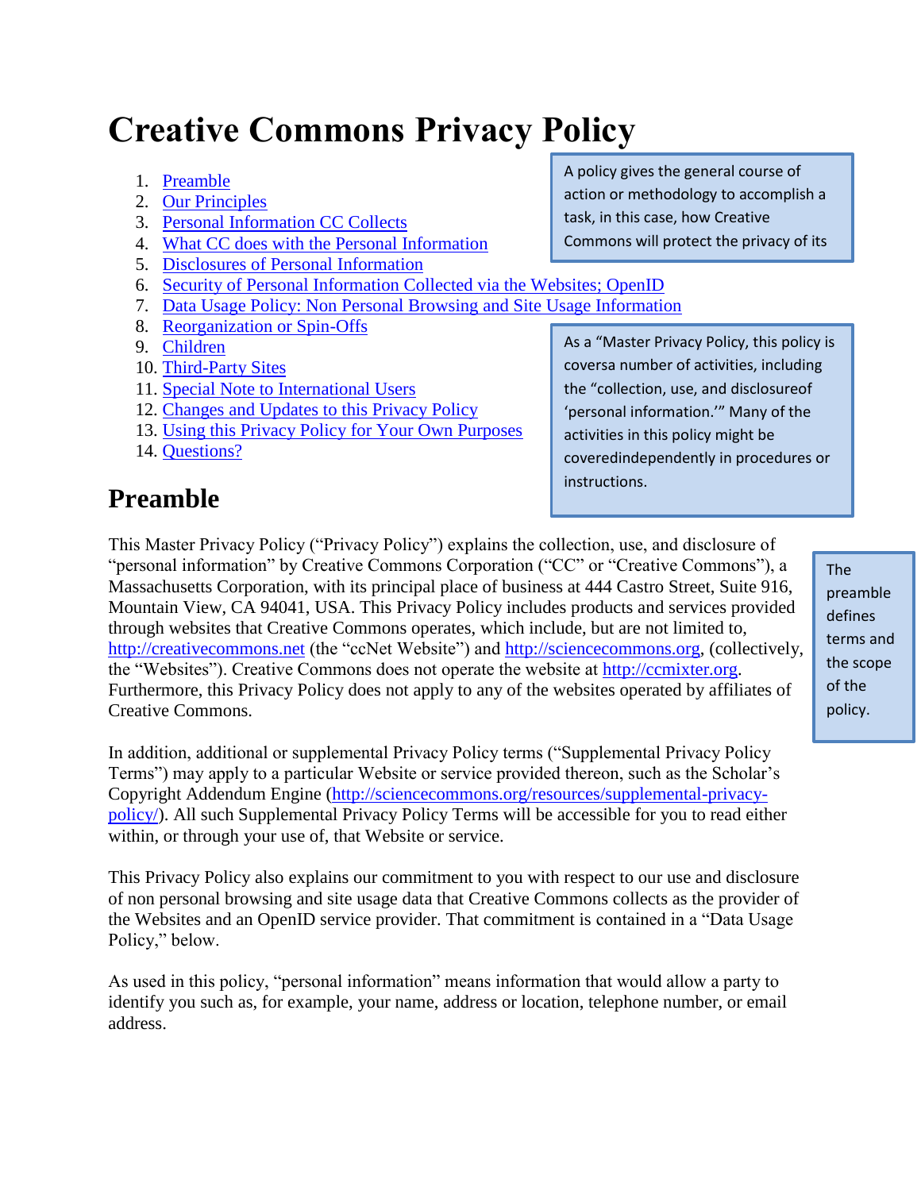# Creative Commons Privacy Policy

1. [Preamble](#preamble)
2. [Our Principles](#our-principles)
3. [Personal Information CC Collects](#personal-information-cc-collects)
4. [What CC does with the Personal Information](#what-cc-does-with-the-personal-information)
5. [Disclosures of Personal Information](#disclosures-of-personal-information)
6. [Security of Personal Information Collected via the Websites; OpenID](#security-of-personal-information-collected-via-the-websites-openid)
7. [Data Usage Policy: Non Personal Browsing and Site Usage Information](#data-usage-policy-non-personal-browsing-and-site-usage-information)
8. [Reorganization or Spin-Offs](#reorganization-or-spin-offs)
9. [Children](#children)
10. [Third-Party Sites](#third-party-sites)
11. [Special Note to International Users](#special-note-to-international-users)
12. [Changes and Updates to this Privacy Policy](#changes-and-updates-to-this-privacy-policy)
13. [Using this Privacy Policy for Your Own Purposes](#using-this-privacy-policy-for-your-own-purposes)
14. [Questions?](#questions)

> A policy gives the general course of action or methodology to accomplish a task, in this case, how Creative Commons will protect the privacy of its

> As a "Master Privacy Policy, this policy is coversa number of activities, including the "collection, use, and disclosureof 'personal information.'" Many of the activities in this policy might be coveredindependently in procedures or instructions.

## Preamble

> The preamble defines terms and the scope of the policy.

This Master Privacy Policy ("Privacy Policy") explains the collection, use, and disclosure of "personal information" by Creative Commons Corporation ("CC" or "Creative Commons"), a Massachusetts Corporation, with its principal place of business at 444 Castro Street, Suite 916, Mountain View, CA 94041, USA. This Privacy Policy includes products and services provided through websites that Creative Commons operates, which include, but are not limited to, [http://creativecommons.net](http://creativecommons.net) (the "ccNet Website") and [http://sciencecommons.org](http://sciencecommons.org), (collectively, the "Websites"). Creative Commons does not operate the website at [http://ccmixter.org](http://ccmixter.org). Furthermore, this Privacy Policy does not apply to any of the websites operated by affiliates of Creative Commons.

In addition, additional or supplemental Privacy Policy terms ("Supplemental Privacy Policy Terms") may apply to a particular Website or service provided thereon, such as the Scholar's Copyright Addendum Engine ([http://sciencecommons.org/resources/supplemental-privacy-policy/](http://sciencecommons.org/resources/supplemental-privacy-policy/)). All such Supplemental Privacy Policy Terms will be accessible for you to read either within, or through your use of, that Website or service.

This Privacy Policy also explains our commitment to you with respect to our use and disclosure of non personal browsing and site usage data that Creative Commons collects as the provider of the Websites and an OpenID service provider. That commitment is contained in a "Data Usage Policy," below.

As used in this policy, "personal information" means information that would allow a party to identify you such as, for example, your name, address or location, telephone number, or email address.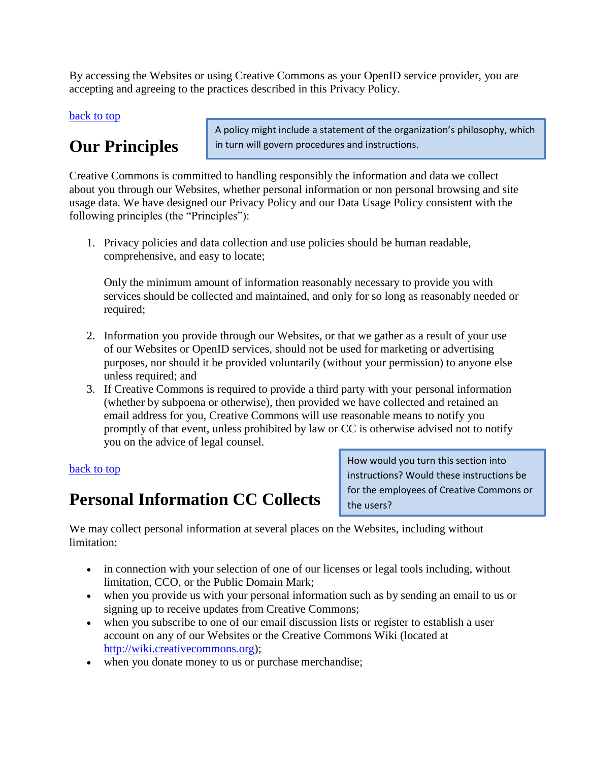By accessing the Websites or using Creative Commons as your OpenID service provider, you are accepting and agreeing to the practices described in this Privacy Policy.

[back to top]

## Our Principles

> A policy might include a statement of the organization's philosophy, which in turn will govern procedures and instructions.

Creative Commons is committed to handling responsibly the information and data we collect about you through our Websites, whether personal information or non personal browsing and site usage data. We have designed our Privacy Policy and our Data Usage Policy consistent with the following principles (the "Principles"):

1. Privacy policies and data collection and use policies should be human readable, comprehensive, and easy to locate;

   Only the minimum amount of information reasonably necessary to provide you with services should be collected and maintained, and only for so long as reasonably needed or required;

2. Information you provide through our Websites, or that we gather as a result of your use of our Websites or OpenID services, should not be used for marketing or advertising purposes, nor should it be provided voluntarily (without your permission) to anyone else unless required; and
3. If Creative Commons is required to provide a third party with your personal information (whether by subpoena or otherwise), then provided we have collected and retained an email address for you, Creative Commons will use reasonable means to notify you promptly of that event, unless prohibited by law or CC is otherwise advised not to notify you on the advice of legal counsel.

[back to top]

## Personal Information CC Collects

> How would you turn this section into instructions? Would these instructions be for the employees of Creative Commons or the users?

We may collect personal information at several places on the Websites, including without limitation:

- in connection with your selection of one of our licenses or legal tools including, without limitation, CC0, or the Public Domain Mark;
- when you provide us with your personal information such as by sending an email to us or signing up to receive updates from Creative Commons;
- when you subscribe to one of our email discussion lists or register to establish a user account on any of our Websites or the Creative Commons Wiki (located at http://wiki.creativecommons.org);
- when you donate money to us or purchase merchandise;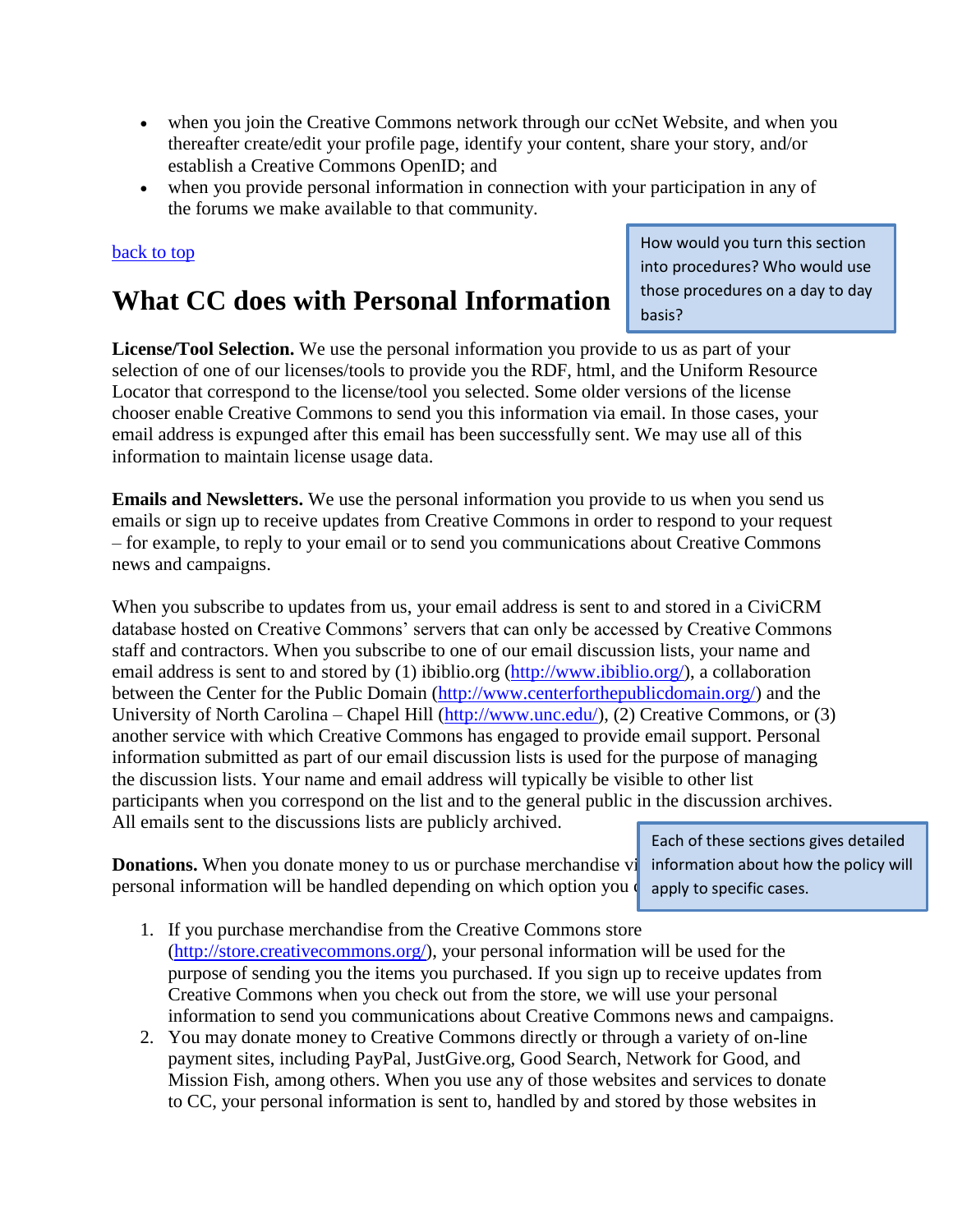- when you join the Creative Commons network through our ccNet Website, and when you thereafter create/edit your profile page, identify your content, share your story, and/or establish a Creative Commons OpenID; and
- when you provide personal information in connection with your participation in any of the forums we make available to that community.

[back to top]

## What CC does with Personal Information

> How would you turn this section into procedures? Who would use those procedures on a day to day basis?

**License/Tool Selection.** We use the personal information you provide to us as part of your selection of one of our licenses/tools to provide you the RDF, html, and the Uniform Resource Locator that correspond to the license/tool you selected. Some older versions of the license chooser enable Creative Commons to send you this information via email. In those cases, your email address is expunged after this email has been successfully sent. We may use all of this information to maintain license usage data.

**Emails and Newsletters.** We use the personal information you provide to us when you send us emails or sign up to receive updates from Creative Commons in order to respond to your request – for example, to reply to your email or to send you communications about Creative Commons news and campaigns.

When you subscribe to updates from us, your email address is sent to and stored in a CiviCRM database hosted on Creative Commons' servers that can only be accessed by Creative Commons staff and contractors. When you subscribe to one of our email discussion lists, your name and email address is sent to and stored by (1) ibiblio.org (http://www.ibiblio.org/), a collaboration between the Center for the Public Domain (http://www.centerforthepublicdomain.org/) and the University of North Carolina – Chapel Hill (http://www.unc.edu/), (2) Creative Commons, or (3) another service with which Creative Commons has engaged to provide email support. Personal information submitted as part of our email discussion lists is used for the purpose of managing the discussion lists. Your name and email address will typically be visible to other list participants when you correspond on the list and to the general public in the discussion archives. All emails sent to the discussions lists are publicly archived.

> Each of these sections gives detailed information about how the policy will apply to specific cases.

**Donations.** When you donate money to us or purchase merchandise vi[...] personal information will be handled depending on which option you [...]

1. If you purchase merchandise from the Creative Commons store (http://store.creativecommons.org/), your personal information will be used for the purpose of sending you the items you purchased. If you sign up to receive updates from Creative Commons when you check out from the store, we will use your personal information to send you communications about Creative Commons news and campaigns.
2. You may donate money to Creative Commons directly or through a variety of on-line payment sites, including PayPal, JustGive.org, Good Search, Network for Good, and Mission Fish, among others. When you use any of those websites and services to donate to CC, your personal information is sent to, handled by and stored by those websites in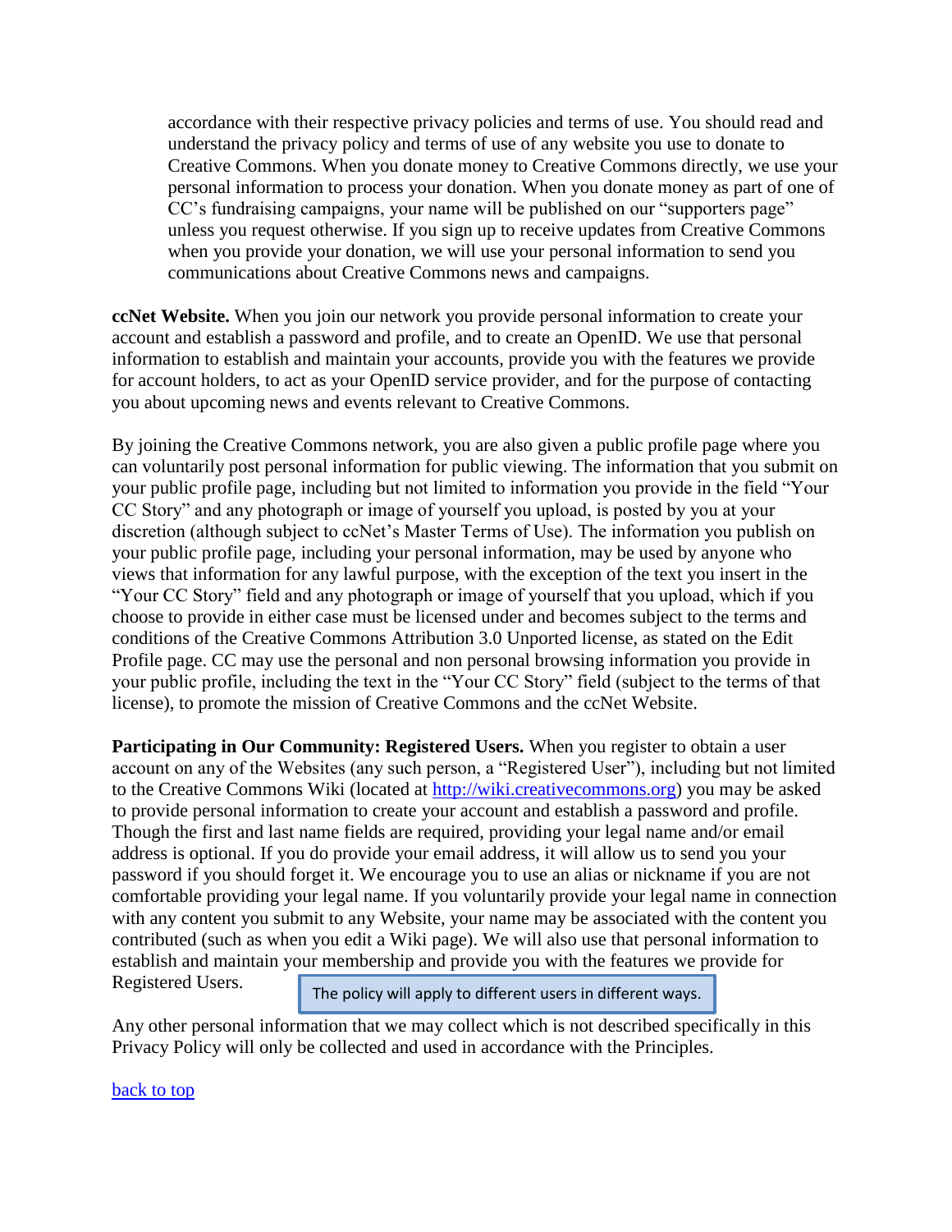accordance with their respective privacy policies and terms of use. You should read and understand the privacy policy and terms of use of any website you use to donate to Creative Commons. When you donate money to Creative Commons directly, we use your personal information to process your donation. When you donate money as part of one of CC's fundraising campaigns, your name will be published on our "supporters page" unless you request otherwise. If you sign up to receive updates from Creative Commons when you provide your donation, we will use your personal information to send you communications about Creative Commons news and campaigns.

**ccNet Website.** When you join our network you provide personal information to create your account and establish a password and profile, and to create an OpenID. We use that personal information to establish and maintain your accounts, provide you with the features we provide for account holders, to act as your OpenID service provider, and for the purpose of contacting you about upcoming news and events relevant to Creative Commons.

By joining the Creative Commons network, you are also given a public profile page where you can voluntarily post personal information for public viewing. The information that you submit on your public profile page, including but not limited to information you provide in the field "Your CC Story" and any photograph or image of yourself you upload, is posted by you at your discretion (although subject to ccNet's Master Terms of Use). The information you publish on your public profile page, including your personal information, may be used by anyone who views that information for any lawful purpose, with the exception of the text you insert in the "Your CC Story" field and any photograph or image of yourself that you upload, which if you choose to provide in either case must be licensed under and becomes subject to the terms and conditions of the Creative Commons Attribution 3.0 Unported license, as stated on the Edit Profile page. CC may use the personal and non personal browsing information you provide in your public profile, including the text in the "Your CC Story" field (subject to the terms of that license), to promote the mission of Creative Commons and the ccNet Website.

**Participating in Our Community: Registered Users.** When you register to obtain a user account on any of the Websites (any such person, a "Registered User"), including but not limited to the Creative Commons Wiki (located at [http://wiki.creativecommons.org](http://wiki.creativecommons.org)) you may be asked to provide personal information to create your account and establish a password and profile. Though the first and last name fields are required, providing your legal name and/or email address is optional. If you do provide your email address, it will allow us to send you your password if you should forget it. We encourage you to use an alias or nickname if you are not comfortable providing your legal name. If you voluntarily provide your legal name in connection with any content you submit to any Website, your name may be associated with the content you contributed (such as when you edit a Wiki page). We will also use that personal information to establish and maintain your membership and provide you with the features we provide for Registered Users.

The policy will apply to different users in different ways.

Any other personal information that we may collect which is not described specifically in this Privacy Policy will only be collected and used in accordance with the Principles.

[back to top](#)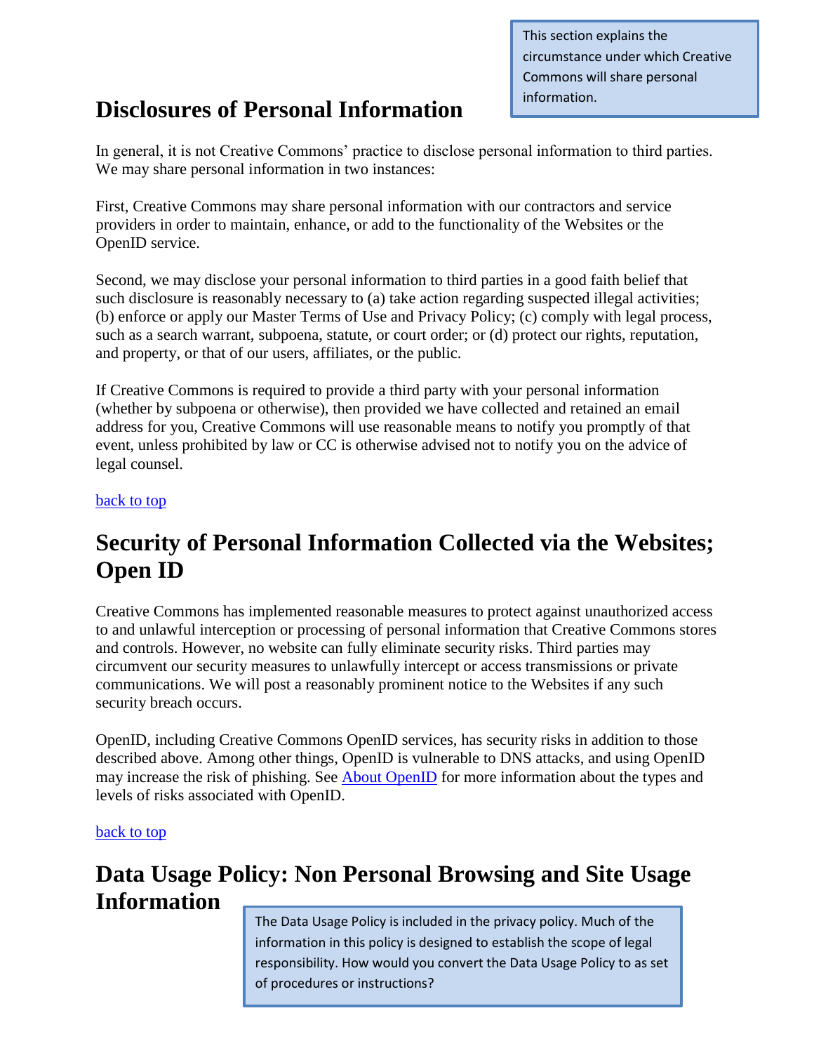> This section explains the circumstance under which Creative Commons will share personal information.

## Disclosures of Personal Information

In general, it is not Creative Commons' practice to disclose personal information to third parties. We may share personal information in two instances:

First, Creative Commons may share personal information with our contractors and service providers in order to maintain, enhance, or add to the functionality of the Websites or the OpenID service.

Second, we may disclose your personal information to third parties in a good faith belief that such disclosure is reasonably necessary to (a) take action regarding suspected illegal activities; (b) enforce or apply our Master Terms of Use and Privacy Policy; (c) comply with legal process, such as a search warrant, subpoena, statute, or court order; or (d) protect our rights, reputation, and property, or that of our users, affiliates, or the public.

If Creative Commons is required to provide a third party with your personal information (whether by subpoena or otherwise), then provided we have collected and retained an email address for you, Creative Commons will use reasonable means to notify you promptly of that event, unless prohibited by law or CC is otherwise advised not to notify you on the advice of legal counsel.

back to top

## Security of Personal Information Collected via the Websites; Open ID

Creative Commons has implemented reasonable measures to protect against unauthorized access to and unlawful interception or processing of personal information that Creative Commons stores and controls. However, no website can fully eliminate security risks. Third parties may circumvent our security measures to unlawfully intercept or access transmissions or private communications. We will post a reasonably prominent notice to the Websites if any such security breach occurs.

OpenID, including Creative Commons OpenID services, has security risks in addition to those described above. Among other things, OpenID is vulnerable to DNS attacks, and using OpenID may increase the risk of phishing. See About OpenID for more information about the types and levels of risks associated with OpenID.

back to top

## Data Usage Policy: Non Personal Browsing and Site Usage Information

> The Data Usage Policy is included in the privacy policy. Much of the information in this policy is designed to establish the scope of legal responsibility. How would you convert the Data Usage Policy to as set of procedures or instructions?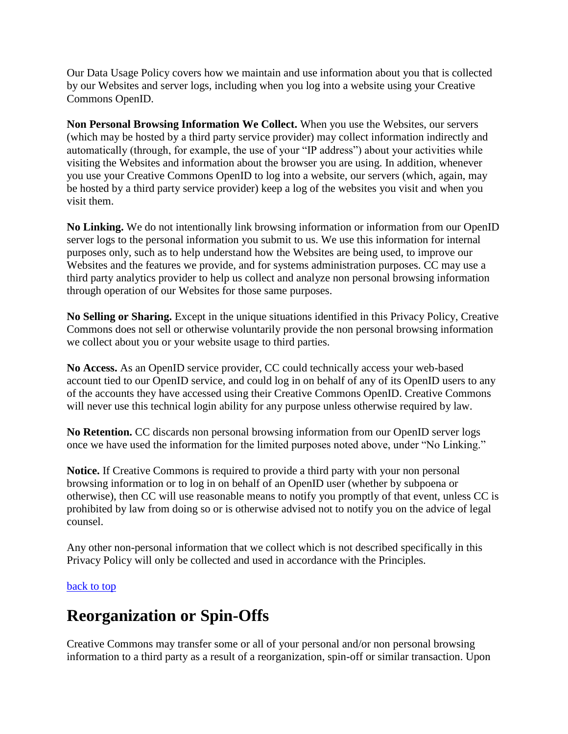Our Data Usage Policy covers how we maintain and use information about you that is collected by our Websites and server logs, including when you log into a website using your Creative Commons OpenID.

**Non Personal Browsing Information We Collect.** When you use the Websites, our servers (which may be hosted by a third party service provider) may collect information indirectly and automatically (through, for example, the use of your "IP address") about your activities while visiting the Websites and information about the browser you are using. In addition, whenever you use your Creative Commons OpenID to log into a website, our servers (which, again, may be hosted by a third party service provider) keep a log of the websites you visit and when you visit them.

**No Linking.** We do not intentionally link browsing information or information from our OpenID server logs to the personal information you submit to us. We use this information for internal purposes only, such as to help understand how the Websites are being used, to improve our Websites and the features we provide, and for systems administration purposes. CC may use a third party analytics provider to help us collect and analyze non personal browsing information through operation of our Websites for those same purposes.

**No Selling or Sharing.** Except in the unique situations identified in this Privacy Policy, Creative Commons does not sell or otherwise voluntarily provide the non personal browsing information we collect about you or your website usage to third parties.

**No Access.** As an OpenID service provider, CC could technically access your web-based account tied to our OpenID service, and could log in on behalf of any of its OpenID users to any of the accounts they have accessed using their Creative Commons OpenID. Creative Commons will never use this technical login ability for any purpose unless otherwise required by law.

**No Retention.** CC discards non personal browsing information from our OpenID server logs once we have used the information for the limited purposes noted above, under "No Linking."

**Notice.** If Creative Commons is required to provide a third party with your non personal browsing information or to log in on behalf of an OpenID user (whether by subpoena or otherwise), then CC will use reasonable means to notify you promptly of that event, unless CC is prohibited by law from doing so or is otherwise advised not to notify you on the advice of legal counsel.

Any other non-personal information that we collect which is not described specifically in this Privacy Policy will only be collected and used in accordance with the Principles.

back to top

# Reorganization or Spin-Offs

Creative Commons may transfer some or all of your personal and/or non personal browsing information to a third party as a result of a reorganization, spin-off or similar transaction. Upon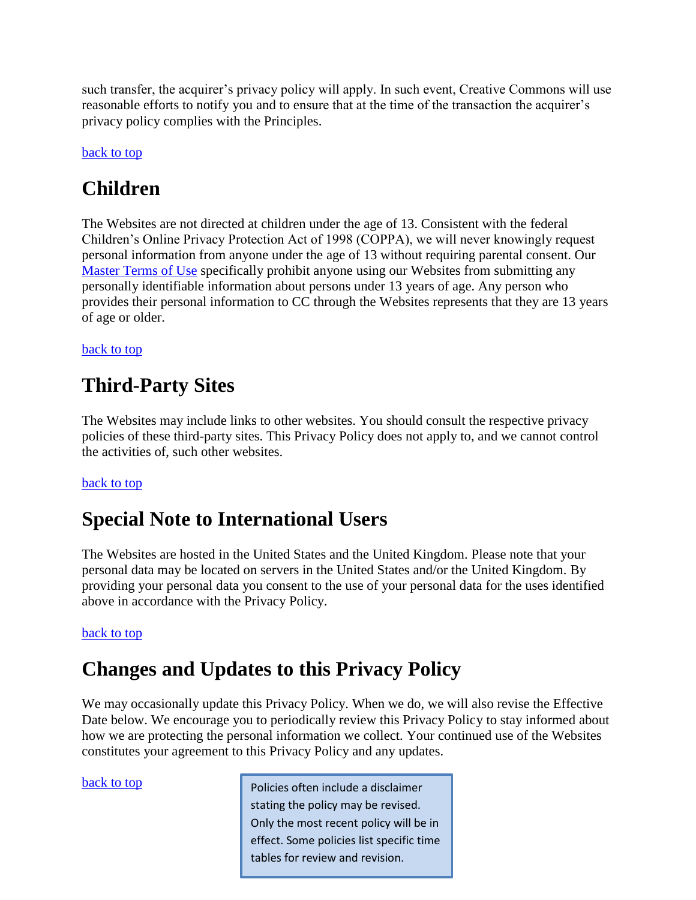such transfer, the acquirer's privacy policy will apply. In such event, Creative Commons will use reasonable efforts to notify you and to ensure that at the time of the transaction the acquirer's privacy policy complies with the Principles.

back to top

## Children

The Websites are not directed at children under the age of 13. Consistent with the federal Children's Online Privacy Protection Act of 1998 (COPPA), we will never knowingly request personal information from anyone under the age of 13 without requiring parental consent. Our Master Terms of Use specifically prohibit anyone using our Websites from submitting any personally identifiable information about persons under 13 years of age. Any person who provides their personal information to CC through the Websites represents that they are 13 years of age or older.

back to top

## Third-Party Sites

The Websites may include links to other websites. You should consult the respective privacy policies of these third-party sites. This Privacy Policy does not apply to, and we cannot control the activities of, such other websites.

back to top

## Special Note to International Users

The Websites are hosted in the United States and the United Kingdom. Please note that your personal data may be located on servers in the United States and/or the United Kingdom. By providing your personal data you consent to the use of your personal data for the uses identified above in accordance with the Privacy Policy.

back to top

## Changes and Updates to this Privacy Policy

We may occasionally update this Privacy Policy. When we do, we will also revise the Effective Date below. We encourage you to periodically review this Privacy Policy to stay informed about how we are protecting the personal information we collect. Your continued use of the Websites constitutes your agreement to this Privacy Policy and any updates.

back to top

> Policies often include a disclaimer stating the policy may be revised. Only the most recent policy will be in effect. Some policies list specific time tables for review and revision.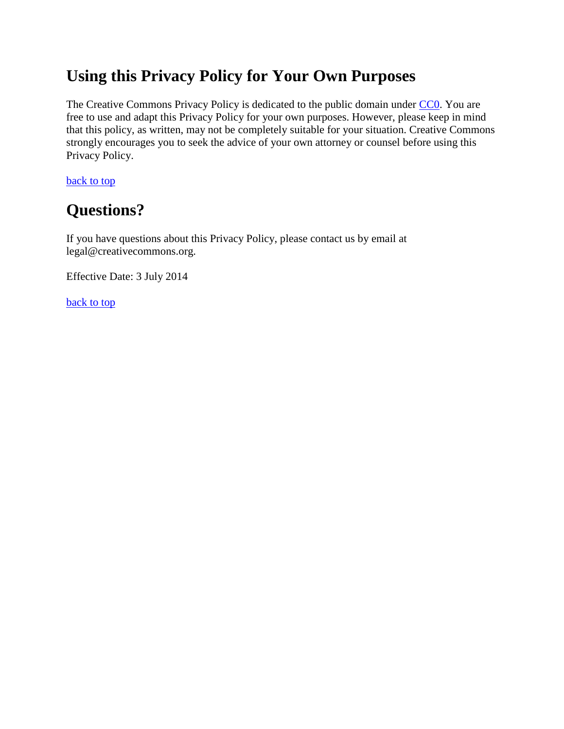## Using this Privacy Policy for Your Own Purposes

The Creative Commons Privacy Policy is dedicated to the public domain under CC0. You are free to use and adapt this Privacy Policy for your own purposes. However, please keep in mind that this policy, as written, may not be completely suitable for your situation. Creative Commons strongly encourages you to seek the advice of your own attorney or counsel before using this Privacy Policy.

back to top

## Questions?

If you have questions about this Privacy Policy, please contact us by email at legal@creativecommons.org.

Effective Date: 3 July 2014

back to top